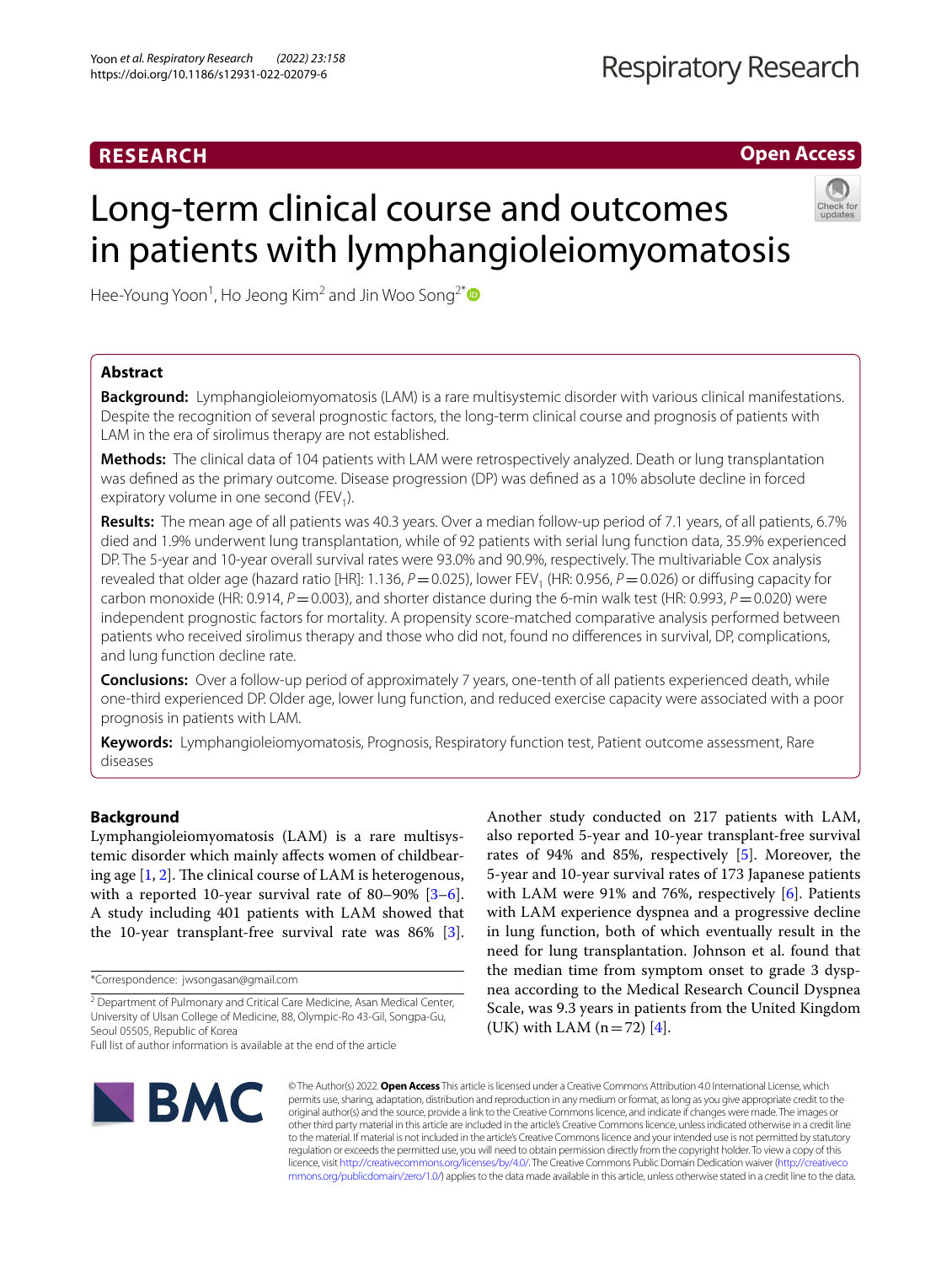# Long-term clinical course and outcomes in patients with lymphangioleiomyomatosis

Hee-Young Yoon[1], Ho Jeong Kim[2] and Jin Woo Song[2*]

## Abstract

**Background:** Lymphangioleiomyomatosis (LAM) is a rare multisystemic disorder with various clinical manifestations. Despite the recognition of several prognostic factors, the long-term clinical course and prognosis of patients with LAM in the era of sirolimus therapy are not established.

**Methods:** The clinical data of 104 patients with LAM were retrospectively analyzed. Death or lung transplantation was defined as the primary outcome. Disease progression (DP) was defined as a 10% absolute decline in forced expiratory volume in one second ($FEV_1$).

**Results:** The mean age of all patients was 40.3 years. Over a median follow-up period of 7.1 years, of all patients, 6.7% died and 1.9% underwent lung transplantation, while of 92 patients with serial lung function data, 35.9% experienced DP. The 5-year and 10-year overall survival rates were 93.0% and 90.9%, respectively. The multivariable Cox analysis revealed that older age (hazard ratio [HR]: 1.136, $P=0.025$), lower $FEV_1$ (HR: 0.956, $P=0.026$) or diffusing capacity for carbon monoxide (HR: 0.914, $P=0.003$), and shorter distance during the 6-min walk test (HR: 0.993, $P=0.020$) were independent prognostic factors for mortality. A propensity score-matched comparative analysis performed between patients who received sirolimus therapy and those who did not, found no differences in survival, DP, complications, and lung function decline rate.

**Conclusions:** Over a follow-up period of approximately 7 years, one-tenth of all patients experienced death, while one-third experienced DP. Older age, lower lung function, and reduced exercise capacity were associated with a poor prognosis in patients with LAM.

**Keywords:** Lymphangioleiomyomatosis, Prognosis, Respiratory function test, Patient outcome assessment, Rare diseases

## Background

Lymphangioleiomyomatosis (LAM) is a rare multisystemic disorder which mainly affects women of childbearing age [1, 2]. The clinical course of LAM is heterogenous, with a reported 10-year survival rate of 80–90% [3–6]. A study including 401 patients with LAM showed that the 10-year transplant-free survival rate was 86% [3]. Another study conducted on 217 patients with LAM, also reported 5-year and 10-year transplant-free survival rates of 94% and 85%, respectively [5]. Moreover, the 5-year and 10-year survival rates of 173 Japanese patients with LAM were 91% and 76%, respectively [6]. Patients with LAM experience dyspnea and a progressive decline in lung function, both of which eventually result in the need for lung transplantation. Johnson et al. found that the median time from symptom onset to grade 3 dyspnea according to the Medical Research Council Dyspnea Scale, was 9.3 years in patients from the United Kingdom (UK) with LAM ($n=72$) [4].

*Correspondence: jwsongasan@gmail.com

[2] Department of Pulmonary and Critical Care Medicine, Asan Medical Center, University of Ulsan College of Medicine, 88, Olympic-Ro 43-Gil, Songpa-Gu, Seoul 05505, Republic of Korea

Full list of author information is available at the end of the article

© The Author(s) 2022. **Open Access** This article is licensed under a Creative Commons Attribution 4.0 International License, which permits use, sharing, adaptation, distribution and reproduction in any medium or format, as long as you give appropriate credit to the original author(s) and the source, provide a link to the Creative Commons licence, and indicate if changes were made. The images or other third party material in this article are included in the article's Creative Commons licence, unless indicated otherwise in a credit line to the material. If material is not included in the article's Creative Commons licence and your intended use is not permitted by statutory regulation or exceeds the permitted use, you will need to obtain permission directly from the copyright holder. To view a copy of this licence, visit http://creativecommons.org/licenses/by/4.0/. The Creative Commons Public Domain Dedication waiver (http://creativecommons.org/publicdomain/zero/1.0/) applies to the data made available in this article, unless otherwise stated in a credit line to the data.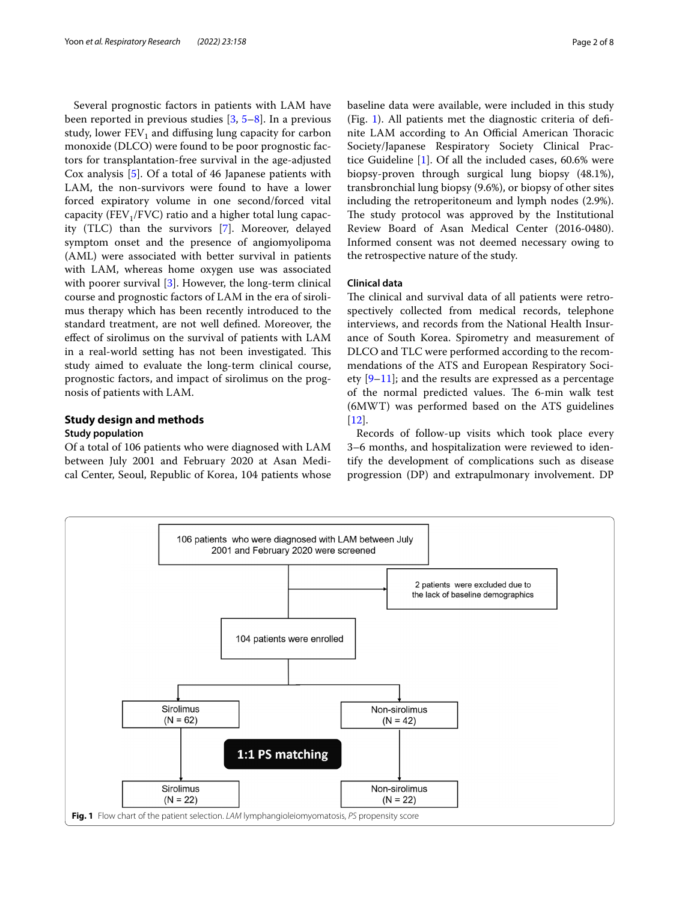Several prognostic factors in patients with LAM have been reported in previous studies [3, 5–8]. In a previous study, lower $FEV_1$ and diffusing lung capacity for carbon monoxide (DLCO) were found to be poor prognostic factors for transplantation-free survival in the age-adjusted Cox analysis [5]. Of a total of 46 Japanese patients with LAM, the non-survivors were found to have a lower forced expiratory volume in one second/forced vital capacity ($FEV_1$/FVC) ratio and a higher total lung capacity (TLC) than the survivors [7]. Moreover, delayed symptom onset and the presence of angiomyolipoma (AML) were associated with better survival in patients with LAM, whereas home oxygen use was associated with poorer survival [3]. However, the long-term clinical course and prognostic factors of LAM in the era of sirolimus therapy which has been recently introduced to the standard treatment, are not well defined. Moreover, the effect of sirolimus on the survival of patients with LAM in a real-world setting has not been investigated. This study aimed to evaluate the long-term clinical course, prognostic factors, and impact of sirolimus on the prognosis of patients with LAM.

## Study design and methods

### Study population

Of a total of 106 patients who were diagnosed with LAM between July 2001 and February 2020 at Asan Medical Center, Seoul, Republic of Korea, 104 patients whose baseline data were available, were included in this study (Fig. 1). All patients met the diagnostic criteria of definite LAM according to An Official American Thoracic Society/Japanese Respiratory Society Clinical Practice Guideline [1]. Of all the included cases, 60.6% were biopsy-proven through surgical lung biopsy (48.1%), transbronchial lung biopsy (9.6%), or biopsy of other sites including the retroperitoneum and lymph nodes (2.9%). The study protocol was approved by the Institutional Review Board of Asan Medical Center (2016-0480). Informed consent was not deemed necessary owing to the retrospective nature of the study.

### Clinical data

The clinical and survival data of all patients were retrospectively collected from medical records, telephone interviews, and records from the National Health Insurance of South Korea. Spirometry and measurement of DLCO and TLC were performed according to the recommendations of the ATS and European Respiratory Society [9–11]; and the results are expressed as a percentage of the normal predicted values. The 6-min walk test (6MWT) was performed based on the ATS guidelines [12].

Records of follow-up visits which took place every 3–6 months, and hospitalization were reviewed to identify the development of complications such as disease progression (DP) and extrapulmonary involvement. DP

106 patients who were diagnosed with LAM between July 2001 and February 2020 were screened

2 patients were excluded due to the lack of baseline demographics

104 patients were enrolled

Sirolimus (N = 62)

Non-sirolimus (N = 42)

1:1 PS matching

Sirolimus (N = 22)

Non-sirolimus (N = 22)

**Fig. 1** Flow chart of the patient selection. *LAM* lymphangioleiomyomatosis, *PS* propensity score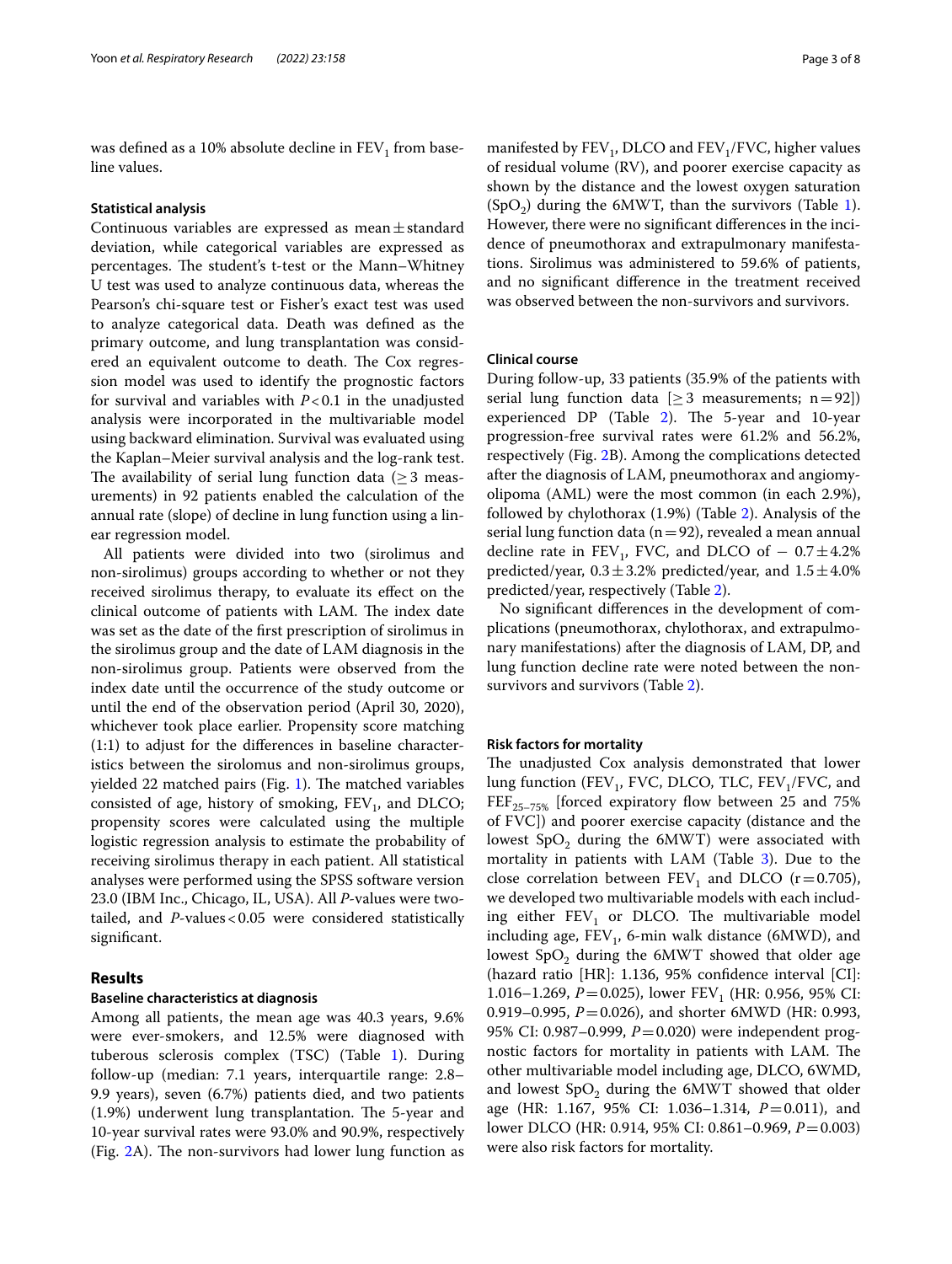was defined as a 10% absolute decline in $FEV_1$ from baseline values.

### Statistical analysis

Continuous variables are expressed as mean ± standard deviation, while categorical variables are expressed as percentages. The student's t-test or the Mann–Whitney U test was used to analyze continuous data, whereas the Pearson's chi-square test or Fisher's exact test was used to analyze categorical data. Death was defined as the primary outcome, and lung transplantation was considered an equivalent outcome to death. The Cox regression model was used to identify the prognostic factors for survival and variables with $P < 0.1$ in the unadjusted analysis were incorporated in the multivariable model using backward elimination. Survival was evaluated using the Kaplan–Meier survival analysis and the log-rank test. The availability of serial lung function data (≥ 3 measurements) in 92 patients enabled the calculation of the annual rate (slope) of decline in lung function using a linear regression model.

All patients were divided into two (sirolimus and non-sirolimus) groups according to whether or not they received sirolimus therapy, to evaluate its effect on the clinical outcome of patients with LAM. The index date was set as the date of the first prescription of sirolimus in the sirolimus group and the date of LAM diagnosis in the non-sirolimus group. Patients were observed from the index date until the occurrence of the study outcome or until the end of the observation period (April 30, 2020), whichever took place earlier. Propensity score matching (1:1) to adjust for the differences in baseline characteristics between the sirolomus and non-sirolimus groups, yielded 22 matched pairs (Fig. 1). The matched variables consisted of age, history of smoking, $FEV_1$, and DLCO; propensity scores were calculated using the multiple logistic regression analysis to estimate the probability of receiving sirolimus therapy in each patient. All statistical analyses were performed using the SPSS software version 23.0 (IBM Inc., Chicago, IL, USA). All *P*-values were two-tailed, and *P*-values < 0.05 were considered statistically significant.

## Results

### Baseline characteristics at diagnosis

Among all patients, the mean age was 40.3 years, 9.6% were ever-smokers, and 12.5% were diagnosed with tuberous sclerosis complex (TSC) (Table 1). During follow-up (median: 7.1 years, interquartile range: 2.8–9.9 years), seven (6.7%) patients died, and two patients (1.9%) underwent lung transplantation. The 5-year and 10-year survival rates were 93.0% and 90.9%, respectively (Fig. 2A). The non-survivors had lower lung function as manifested by $FEV_1$, DLCO and $FEV_1$/FVC, higher values of residual volume (RV), and poorer exercise capacity as shown by the distance and the lowest oxygen saturation ($SpO_2$) during the 6MWT, than the survivors (Table 1). However, there were no significant differences in the incidence of pneumothorax and extrapulmonary manifestations. Sirolimus was administered to 59.6% of patients, and no significant difference in the treatment received was observed between the non-survivors and survivors.

### Clinical course

During follow-up, 33 patients (35.9% of the patients with serial lung function data [≥ 3 measurements; n = 92]) experienced DP (Table 2). The 5-year and 10-year progression-free survival rates were 61.2% and 56.2%, respectively (Fig. 2B). Among the complications detected after the diagnosis of LAM, pneumothorax and angiomyolipoma (AML) were the most common (in each 2.9%), followed by chylothorax (1.9%) (Table 2). Analysis of the serial lung function data (n = 92), revealed a mean annual decline rate in $FEV_1$, FVC, and DLCO of − 0.7 ± 4.2% predicted/year, 0.3 ± 3.2% predicted/year, and 1.5 ± 4.0% predicted/year, respectively (Table 2).

No significant differences in the development of complications (pneumothorax, chylothorax, and extrapulmonary manifestations) after the diagnosis of LAM, DP, and lung function decline rate were noted between the non-survivors and survivors (Table 2).

### Risk factors for mortality

The unadjusted Cox analysis demonstrated that lower lung function ($FEV_1$, FVC, DLCO, TLC, $FEV_1$/FVC, and $FEF_{25-75\%}$ [forced expiratory flow between 25 and 75% of FVC]) and poorer exercise capacity (distance and the lowest $SpO_2$ during the 6MWT) were associated with mortality in patients with LAM (Table 3). Due to the close correlation between $FEV_1$ and DLCO (r = 0.705), we developed two multivariable models with each including either $FEV_1$ or DLCO. The multivariable model including age, $FEV_1$, 6-min walk distance (6MWD), and lowest $SpO_2$ during the 6MWT showed that older age (hazard ratio [HR]: 1.136, 95% confidence interval [CI]: 1.016–1.269, $P = 0.025$), lower $FEV_1$ (HR: 0.956, 95% CI: 0.919–0.995, $P = 0.026$), and shorter 6MWD (HR: 0.993, 95% CI: 0.987–0.999, $P = 0.020$) were independent prognostic factors for mortality in patients with LAM. The other multivariable model including age, DLCO, 6WMD, and lowest $SpO_2$ during the 6MWT showed that older age (HR: 1.167, 95% CI: 1.036–1.314, $P = 0.011$), and lower DLCO (HR: 0.914, 95% CI: 0.861–0.969, $P = 0.003$) were also risk factors for mortality.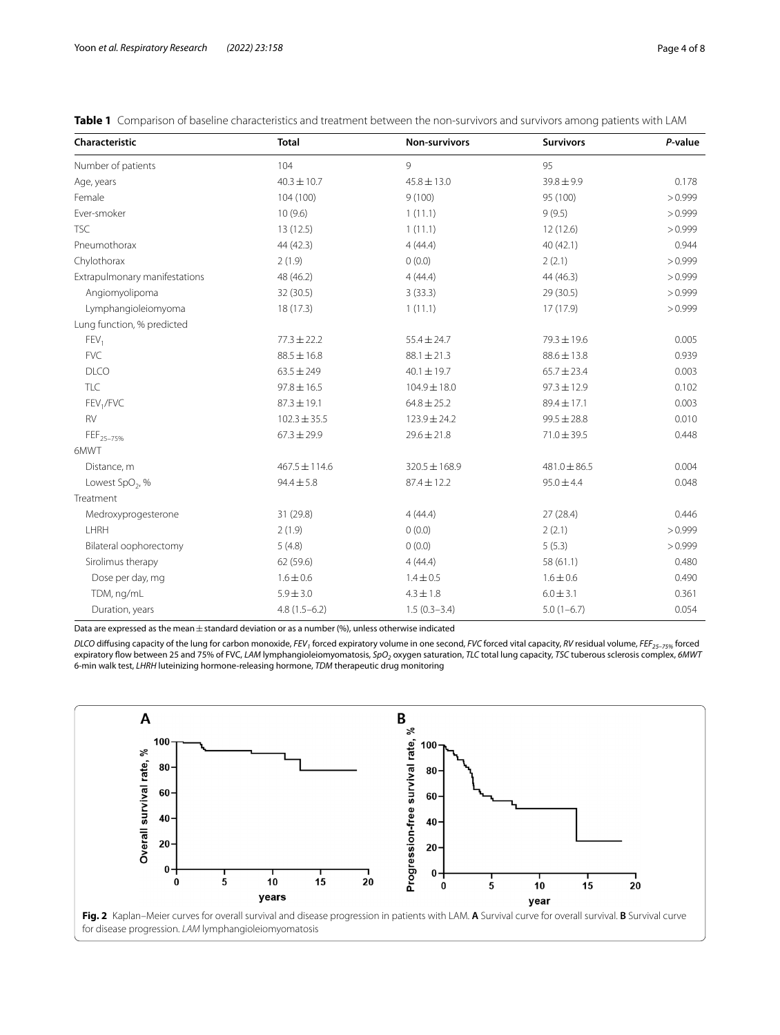**Table 1** Comparison of baseline characteristics and treatment between the non-survivors and survivors among patients with LAM

| Characteristic | Total | Non-survivors | Survivors | *P*-value |
|---|---|---|---|---|
| Number of patients | 104 | 9 | 95 | |
| Age, years | 40.3 ± 10.7 | 45.8 ± 13.0 | 39.8 ± 9.9 | 0.178 |
| Female | 104 (100) | 9 (100) | 95 (100) | > 0.999 |
| Ever-smoker | 10 (9.6) | 1 (11.1) | 9 (9.5) | > 0.999 |
| TSC | 13 (12.5) | 1 (11.1) | 12 (12.6) | > 0.999 |
| Pneumothorax | 44 (42.3) | 4 (44.4) | 40 (42.1) | 0.944 |
| Chylothorax | 2 (1.9) | 0 (0.0) | 2 (2.1) | > 0.999 |
| Extrapulmonary manifestations | 48 (46.2) | 4 (44.4) | 44 (46.3) | > 0.999 |
| Angiomyolipoma | 32 (30.5) | 3 (33.3) | 29 (30.5) | > 0.999 |
| Lymphangioleiomyoma | 18 (17.3) | 1 (11.1) | 17 (17.9) | > 0.999 |
| Lung function, % predicted | | | | |
| $FEV_1$ | 77.3 ± 22.2 | 55.4 ± 24.7 | 79.3 ± 19.6 | 0.005 |
| FVC | 88.5 ± 16.8 | 88.1 ± 21.3 | 88.6 ± 13.8 | 0.939 |
| DLCO | 63.5 ± 249 | 40.1 ± 19.7 | 65.7 ± 23.4 | 0.003 |
| TLC | 97.8 ± 16.5 | 104.9 ± 18.0 | 97.3 ± 12.9 | 0.102 |
| $FEV_1$/FVC | 87.3 ± 19.1 | 64.8 ± 25.2 | 89.4 ± 17.1 | 0.003 |
| RV | 102.3 ± 35.5 | 123.9 ± 24.2 | 99.5 ± 28.8 | 0.010 |
| $FEF_{25-75\%}$ | 67.3 ± 29.9 | 29.6 ± 21.8 | 71.0 ± 39.5 | 0.448 |
| 6MWT | | | | |
| Distance, m | 467.5 ± 114.6 | 320.5 ± 168.9 | 481.0 ± 86.5 | 0.004 |
| Lowest $SpO_2$, % | 94.4 ± 5.8 | 87.4 ± 12.2 | 95.0 ± 4.4 | 0.048 |
| Treatment | | | | |
| Medroxyprogesterone | 31 (29.8) | 4 (44.4) | 27 (28.4) | 0.446 |
| LHRH | 2 (1.9) | 0 (0.0) | 2 (2.1) | > 0.999 |
| Bilateral oophorectomy | 5 (4.8) | 0 (0.0) | 5 (5.3) | > 0.999 |
| Sirolimus therapy | 62 (59.6) | 4 (44.4) | 58 (61.1) | 0.480 |
| Dose per day, mg | 1.6 ± 0.6 | 1.4 ± 0.5 | 1.6 ± 0.6 | 0.490 |
| TDM, ng/mL | 5.9 ± 3.0 | 4.3 ± 1.8 | 6.0 ± 3.1 | 0.361 |
| Duration, years | 4.8 (1.5–6.2) | 1.5 (0.3–3.4) | 5.0 (1–6.7) | 0.054 |

Data are expressed as the mean ± standard deviation or as a number (%), unless otherwise indicated

*DLCO* diffusing capacity of the lung for carbon monoxide, *$FEV_1$* forced expiratory volume in one second, *FVC* forced vital capacity, *RV* residual volume, *$FEF_{25-75\%}$* forced expiratory flow between 25 and 75% of FVC, *LAM* lymphangioleiomyomatosis, *$SpO_2$* oxygen saturation, *TLC* total lung capacity, *TSC* tuberous sclerosis complex, *6MWT* 6-min walk test, *LHRH* luteinizing hormone-releasing hormone, *TDM* therapeutic drug monitoring

**Fig. 2** Kaplan–Meier curves for overall survival and disease progression in patients with LAM. **A** Survival curve for overall survival. **B** Survival curve for disease progression. *LAM* lymphangioleiomyomatosis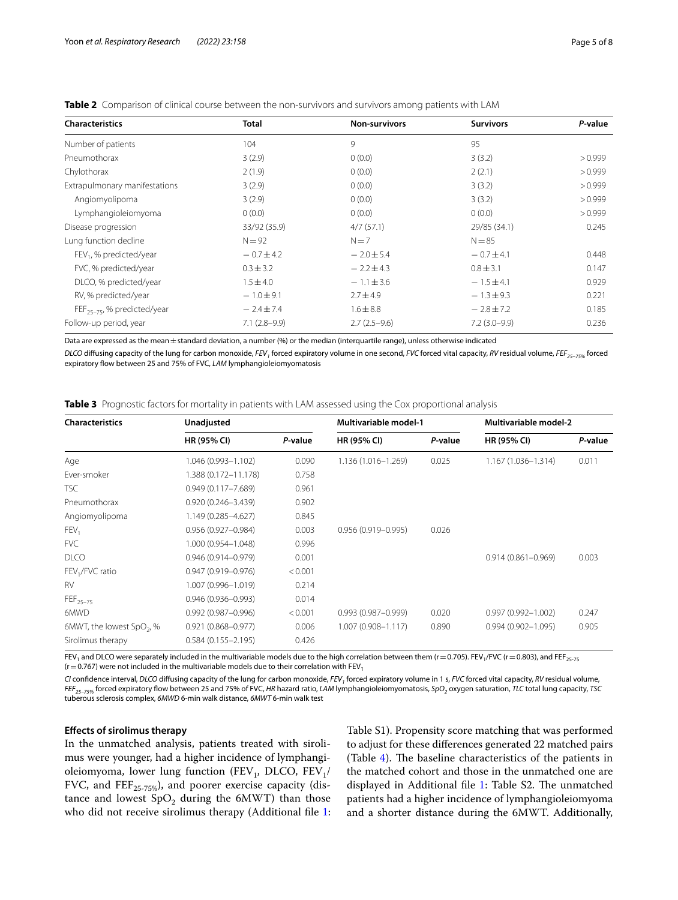**Table 2** Comparison of clinical course between the non-survivors and survivors among patients with LAM

| Characteristics | Total | Non-survivors | Survivors | *P*-value |
|---|---|---|---|---|
| Number of patients | 104 | 9 | 95 | |
| Pneumothorax | 3 (2.9) | 0 (0.0) | 3 (3.2) | > 0.999 |
| Chylothorax | 2 (1.9) | 0 (0.0) | 2 (2.1) | > 0.999 |
| Extrapulmonary manifestations | 3 (2.9) | 0 (0.0) | 3 (3.2) | > 0.999 |
| Angiomyolipoma | 3 (2.9) | 0 (0.0) | 3 (3.2) | > 0.999 |
| Lymphangioleiomyoma | 0 (0.0) | 0 (0.0) | 0 (0.0) | > 0.999 |
| Disease progression | 33/92 (35.9) | 4/7 (57.1) | 29/85 (34.1) | 0.245 |
| Lung function decline | N = 92 | N = 7 | N = 85 | |
| $FEV_1$, % predicted/year | − 0.7 ± 4.2 | − 2.0 ± 5.4 | − 0.7 ± 4.1 | 0.448 |
| FVC, % predicted/year | 0.3 ± 3.2 | − 2.2 ± 4.3 | 0.8 ± 3.1 | 0.147 |
| DLCO, % predicted/year | 1.5 ± 4.0 | − 1.1 ± 3.6 | − 1.5 ± 4.1 | 0.929 |
| RV, % predicted/year | − 1.0 ± 9.1 | 2.7 ± 4.9 | − 1.3 ± 9.3 | 0.221 |
| $FEF_{25-75}$, % predicted/year | − 2.4 ± 7.4 | 1.6 ± 8.8 | − 2.8 ± 7.2 | 0.185 |
| Follow-up period, year | 7.1 (2.8–9.9) | 2.7 (2.5–9.6) | 7.2 (3.0–9.9) | 0.236 |

Data are expressed as the mean ± standard deviation, a number (%) or the median (interquartile range), unless otherwise indicated

*DLCO* diffusing capacity of the lung for carbon monoxide, *$FEV_1$* forced expiratory volume in one second, *FVC* forced vital capacity, *RV* residual volume, *$FEF_{25-75\%}$* forced expiratory flow between 25 and 75% of FVC, *LAM* lymphangioleiomyomatosis

**Table 3** Prognostic factors for mortality in patients with LAM assessed using the Cox proportional analysis

| Characteristics | Unadjusted | | Multivariable model-1 | | Multivariable model-2 | |
|---|---|---|---|---|---|---|
| | HR (95% CI) | *P*-value | HR (95% CI) | *P*-value | HR (95% CI) | *P*-value |
| Age | 1.046 (0.993–1.102) | 0.090 | 1.136 (1.016–1.269) | 0.025 | 1.167 (1.036–1.314) | 0.011 |
| Ever-smoker | 1.388 (0.172–11.178) | 0.758 | | | | |
| TSC | 0.949 (0.117–7.689) | 0.961 | | | | |
| Pneumothorax | 0.920 (0.246–3.439) | 0.902 | | | | |
| Angiomyolipoma | 1.149 (0.285–4.627) | 0.845 | | | | |
| $FEV_1$ | 0.956 (0.927–0.984) | 0.003 | 0.956 (0.919–0.995) | 0.026 | | |
| FVC | 1.000 (0.954–1.048) | 0.996 | | | | |
| DLCO | 0.946 (0.914–0.979) | 0.001 | | | 0.914 (0.861–0.969) | 0.003 |
| $FEV_1$/FVC ratio | 0.947 (0.919–0.976) | < 0.001 | | | | |
| RV | 1.007 (0.996–1.019) | 0.214 | | | | |
| $FEF_{25-75}$ | 0.946 (0.936–0.993) | 0.014 | | | | |
| 6MWD | 0.992 (0.987–0.996) | < 0.001 | 0.993 (0.987–0.999) | 0.020 | 0.997 (0.992–1.002) | 0.247 |
| 6MWT, the lowest $SpO_2$, % | 0.921 (0.868–0.977) | 0.006 | 1.007 (0.908–1.117) | 0.890 | 0.994 (0.902–1.095) | 0.905 |
| Sirolimus therapy | 0.584 (0.155–2.195) | 0.426 | | | | |

$FEV_1$ and DLCO were separately included in the multivariable models due to the high correlation between them (r = 0.705). $FEV_1$/FVC (r = 0.803), and $FEF_{25-75}$ (r = 0.767) were not included in the multivariable models due to their correlation with $FEV_1$

*CI* confidence interval, *DLCO* diffusing capacity of the lung for carbon monoxide, *$FEV_1$* forced expiratory volume in 1 s, *FVC* forced vital capacity, *RV* residual volume, *$FEF_{25-75\%}$* forced expiratory flow between 25 and 75% of FVC, *HR* hazard ratio, *LAM* lymphangioleiomyomatosis, *$SpO_2$* oxygen saturation, *TLC* total lung capacity, *TSC* tuberous sclerosis complex, *6MWD* 6-min walk distance, *6MWT* 6-min walk test

### Effects of sirolimus therapy

In the unmatched analysis, patients treated with sirolimus were younger, had a higher incidence of lymphangioleiomyoma, lower lung function ($FEV_1$, DLCO, $FEV_1$/FVC, and $FEF_{25-75\%}$), and poorer exercise capacity (distance and lowest $SpO_2$ during the 6MWT) than those who did not receive sirolimus therapy (Additional file 1: Table S1). Propensity score matching that was performed to adjust for these differences generated 22 matched pairs (Table 4). The baseline characteristics of the patients in the matched cohort and those in the unmatched one are displayed in Additional file 1: Table S2. The unmatched patients had a higher incidence of lymphangioleiomyoma and a shorter distance during the 6MWT. Additionally,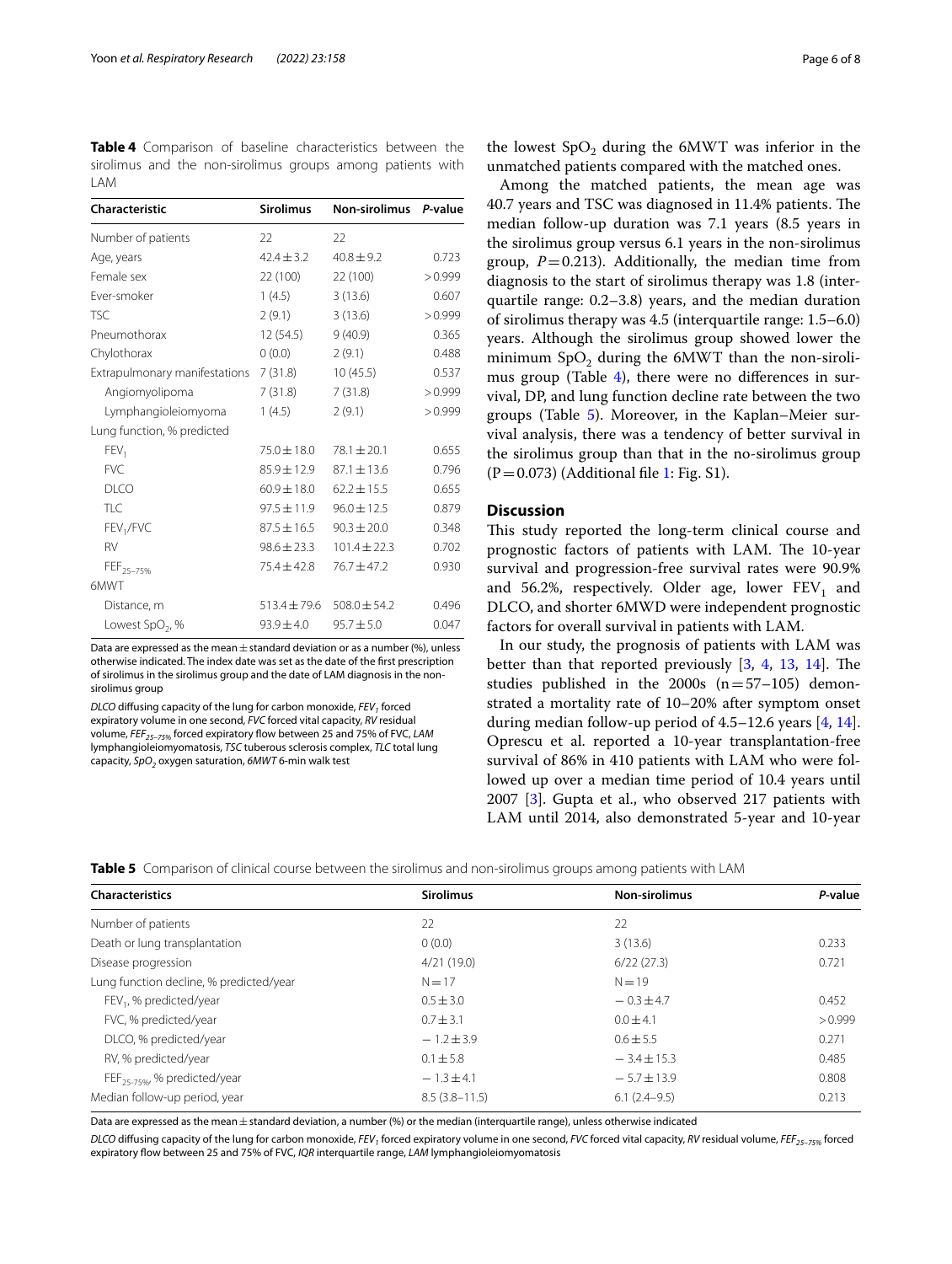**Table 4** Comparison of baseline characteristics between the sirolimus and the non-sirolimus groups among patients with LAM

| Characteristic | Sirolimus | Non-sirolimus | P-value |
|---|---|---|---|
| Number of patients | 22 | 22 | |
| Age, years | 42.4 ± 3.2 | 40.8 ± 9.2 | 0.723 |
| Female sex | 22 (100) | 22 (100) | > 0.999 |
| Ever-smoker | 1 (4.5) | 3 (13.6) | 0.607 |
| TSC | 2 (9.1) | 3 (13.6) | > 0.999 |
| Pneumothorax | 12 (54.5) | 9 (40.9) | 0.365 |
| Chylothorax | 0 (0.0) | 2 (9.1) | 0.488 |
| Extrapulmonary manifestations | 7 (31.8) | 10 (45.5) | 0.537 |
| Angiomyolipoma | 7 (31.8) | 7 (31.8) | > 0.999 |
| Lymphangioleiomyoma | 1 (4.5) | 2 (9.1) | > 0.999 |
| Lung function, % predicted | | | |
| $FEV_1$ | 75.0 ± 18.0 | 78.1 ± 20.1 | 0.655 |
| FVC | 85.9 ± 12.9 | 87.1 ± 13.6 | 0.796 |
| DLCO | 60.9 ± 18.0 | 62.2 ± 15.5 | 0.655 |
| TLC | 97.5 ± 11.9 | 96.0 ± 12.5 | 0.879 |
| $FEV_1$/FVC | 87.5 ± 16.5 | 90.3 ± 20.0 | 0.348 |
| RV | 98.6 ± 23.3 | 101.4 ± 22.3 | 0.702 |
| $FEF_{25–75\%}$ | 75.4 ± 42.8 | 76.7 ± 47.2 | 0.930 |
| 6MWT | | | |
| Distance, m | 513.4 ± 79.6 | 508.0 ± 54.2 | 0.496 |
| Lowest $SpO_2$, % | 93.9 ± 4.0 | 95.7 ± 5.0 | 0.047 |

Data are expressed as the mean ± standard deviation or as a number (%), unless otherwise indicated. The index date was set as the date of the first prescription of sirolimus in the sirolimus group and the date of LAM diagnosis in the non-sirolimus group

*DLCO* diffusing capacity of the lung for carbon monoxide, *$FEV_1$* forced expiratory volume in one second, *FVC* forced vital capacity, *RV* residual volume, *$FEF_{25–75\%}$* forced expiratory flow between 25 and 75% of FVC, *LAM* lymphangioleiomyomatosis, *TSC* tuberous sclerosis complex, *TLC* total lung capacity, *$SpO_2$* oxygen saturation, *6MWT* 6-min walk test

the lowest $SpO_2$ during the 6MWT was inferior in the unmatched patients compared with the matched ones.

Among the matched patients, the mean age was 40.7 years and TSC was diagnosed in 11.4% patients. The median follow-up duration was 7.1 years (8.5 years in the sirolimus group versus 6.1 years in the non-sirolimus group, $P = 0.213$). Additionally, the median time from diagnosis to the start of sirolimus therapy was 1.8 (interquartile range: 0.2–3.8) years, and the median duration of sirolimus therapy was 4.5 (interquartile range: 1.5–6.0) years. Although the sirolimus group showed lower the minimum $SpO_2$ during the 6MWT than the non-sirolimus group (Table 4), there were no differences in survival, DP, and lung function decline rate between the two groups (Table 5). Moreover, in the Kaplan–Meier survival analysis, there was a tendency of better survival in the sirolimus group than that in the no-sirolimus group ($P = 0.073$) (Additional file 1: Fig. S1).

## Discussion

This study reported the long-term clinical course and prognostic factors of patients with LAM. The 10-year survival and progression-free survival rates were 90.9% and 56.2%, respectively. Older age, lower $FEV_1$ and DLCO, and shorter 6MWD were independent prognostic factors for overall survival in patients with LAM.

In our study, the prognosis of patients with LAM was better than that reported previously [3, 4, 13, 14]. The studies published in the 2000s ($n = 57–105$) demonstrated a mortality rate of 10–20% after symptom onset during median follow-up period of 4.5–12.6 years [4, 14]. Oprescu et al. reported a 10-year transplantation-free survival of 86% in 410 patients with LAM who were followed up over a median time period of 10.4 years until 2007 [3]. Gupta et al., who observed 217 patients with LAM until 2014, also demonstrated 5-year and 10-year

**Table 5** Comparison of clinical course between the sirolimus and non-sirolimus groups among patients with LAM

| Characteristics | Sirolimus | Non-sirolimus | P-value |
|---|---|---|---|
| Number of patients | 22 | 22 | |
| Death or lung transplantation | 0 (0.0) | 3 (13.6) | 0.233 |
| Disease progression | 4/21 (19.0) | 6/22 (27.3) | 0.721 |
| Lung function decline, % predicted/year | N = 17 | N = 19 | |
| $FEV_1$, % predicted/year | 0.5 ± 3.0 | − 0.3 ± 4.7 | 0.452 |
| FVC, % predicted/year | 0.7 ± 3.1 | 0.0 ± 4.1 | > 0.999 |
| DLCO, % predicted/year | − 1.2 ± 3.9 | 0.6 ± 5.5 | 0.271 |
| RV, % predicted/year | 0.1 ± 5.8 | − 3.4 ± 15.3 | 0.485 |
| $FEF_{25-75\%}$, % predicted/year | − 1.3 ± 4.1 | − 5.7 ± 13.9 | 0.808 |
| Median follow-up period, year | 8.5 (3.8–11.5) | 6.1 (2.4–9.5) | 0.213 |

Data are expressed as the mean ± standard deviation, a number (%) or the median (interquartile range), unless otherwise indicated

*DLCO* diffusing capacity of the lung for carbon monoxide, *$FEV_1$* forced expiratory volume in one second, *FVC* forced vital capacity, *RV* residual volume, *$FEF_{25–75\%}$* forced expiratory flow between 25 and 75% of FVC, *IQR* interquartile range, *LAM* lymphangioleiomyomatosis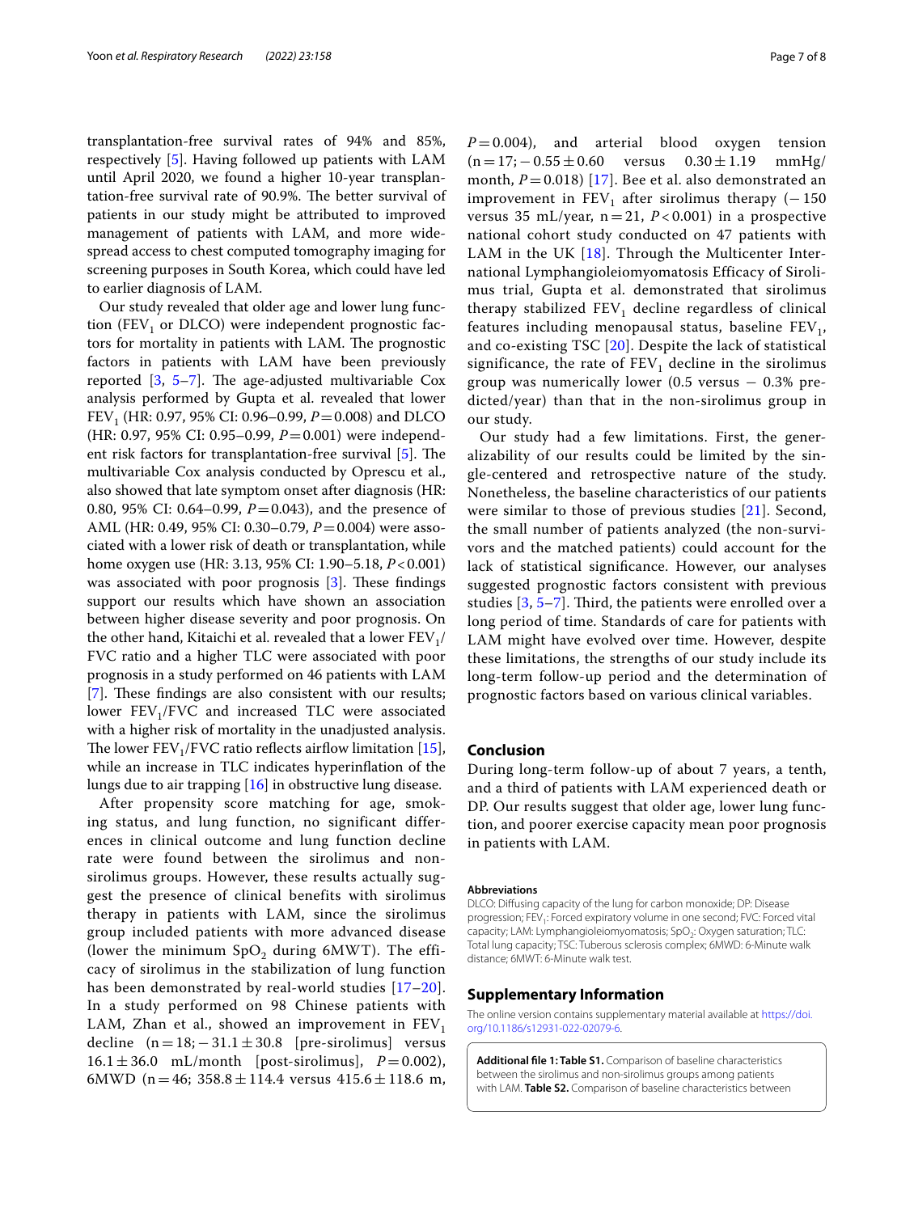transplantation-free survival rates of 94% and 85%, respectively [5]. Having followed up patients with LAM until April 2020, we found a higher 10-year transplantation-free survival rate of 90.9%. The better survival of patients in our study might be attributed to improved management of patients with LAM, and more widespread access to chest computed tomography imaging for screening purposes in South Korea, which could have led to earlier diagnosis of LAM.

Our study revealed that older age and lower lung function ($FEV_1$ or DLCO) were independent prognostic factors for mortality in patients with LAM. The prognostic factors in patients with LAM have been previously reported [3, 5–7]. The age-adjusted multivariable Cox analysis performed by Gupta et al. revealed that lower $FEV_1$ (HR: 0.97, 95% CI: 0.96–0.99, $P=0.008$) and DLCO (HR: 0.97, 95% CI: 0.95–0.99, $P=0.001$) were independent risk factors for transplantation-free survival [5]. The multivariable Cox analysis conducted by Oprescu et al., also showed that late symptom onset after diagnosis (HR: 0.80, 95% CI: 0.64–0.99, $P=0.043$), and the presence of AML (HR: 0.49, 95% CI: 0.30–0.79, $P=0.004$) were associated with a lower risk of death or transplantation, while home oxygen use (HR: 3.13, 95% CI: 1.90–5.18, $P<0.001$) was associated with poor prognosis [3]. These findings support our results which have shown an association between higher disease severity and poor prognosis. On the other hand, Kitaichi et al. revealed that a lower $FEV_1$/FVC ratio and a higher TLC were associated with poor prognosis in a study performed on 46 patients with LAM [7]. These findings are also consistent with our results; lower $FEV_1$/FVC and increased TLC were associated with a higher risk of mortality in the unadjusted analysis. The lower $FEV_1$/FVC ratio reflects airflow limitation [15], while an increase in TLC indicates hyperinflation of the lungs due to air trapping [16] in obstructive lung disease.

After propensity score matching for age, smoking status, and lung function, no significant differences in clinical outcome and lung function decline rate were found between the sirolimus and non-sirolimus groups. However, these results actually suggest the presence of clinical benefits with sirolimus therapy in patients with LAM, since the sirolimus group included patients with more advanced disease (lower the minimum $SpO_2$ during 6MWT). The efficacy of sirolimus in the stabilization of lung function has been demonstrated by real-world studies [17–20]. In a study performed on 98 Chinese patients with LAM, Zhan et al., showed an improvement in $FEV_1$ decline ($n=18; -31.1 \pm 30.8$ [pre-sirolimus] versus $16.1 \pm 36.0$ mL/month [post-sirolimus], $P=0.002$), 6MWD ($n=46$; $358.8 \pm 114.4$ versus $415.6 \pm 118.6$ m, $P=0.004$), and arterial blood oxygen tension ($n=17; -0.55 \pm 0.60$ versus $0.30 \pm 1.19$ mmHg/month, $P=0.018$) [17]. Bee et al. also demonstrated an improvement in $FEV_1$ after sirolimus therapy ($-150$ versus 35 mL/year, $n=21$, $P<0.001$) in a prospective national cohort study conducted on 47 patients with LAM in the UK [18]. Through the Multicenter International Lymphangioleiomyomatosis Efficacy of Sirolimus trial, Gupta et al. demonstrated that sirolimus therapy stabilized $FEV_1$ decline regardless of clinical features including menopausal status, baseline $FEV_1$, and co-existing TSC [20]. Despite the lack of statistical significance, the rate of $FEV_1$ decline in the sirolimus group was numerically lower (0.5 versus $-$ 0.3% predicted/year) than that in the non-sirolimus group in our study.

Our study had a few limitations. First, the generalizability of our results could be limited by the single-centered and retrospective nature of the study. Nonetheless, the baseline characteristics of our patients were similar to those of previous studies [21]. Second, the small number of patients analyzed (the non-survivors and the matched patients) could account for the lack of statistical significance. However, our analyses suggested prognostic factors consistent with previous studies [3, 5–7]. Third, the patients were enrolled over a long period of time. Standards of care for patients with LAM might have evolved over time. However, despite these limitations, the strengths of our study include its long-term follow-up period and the determination of prognostic factors based on various clinical variables.

## Conclusion

During long-term follow-up of about 7 years, a tenth, and a third of patients with LAM experienced death or DP. Our results suggest that older age, lower lung function, and poorer exercise capacity mean poor prognosis in patients with LAM.

### Abbreviations

DLCO: Diffusing capacity of the lung for carbon monoxide; DP: Disease progression; $FEV_1$: Forced expiratory volume in one second; FVC: Forced vital capacity; LAM: Lymphangioleiomyomatosis; $SpO_2$: Oxygen saturation; TLC: Total lung capacity; TSC: Tuberous sclerosis complex; 6MWD: 6-Minute walk distance; 6MWT: 6-Minute walk test.

## Supplementary Information

The online version contains supplementary material available at https://doi.org/10.1186/s12931-022-02079-6.

**Additional file 1: Table S1.** Comparison of baseline characteristics between the sirolimus and non-sirolimus groups among patients with LAM. **Table S2.** Comparison of baseline characteristics between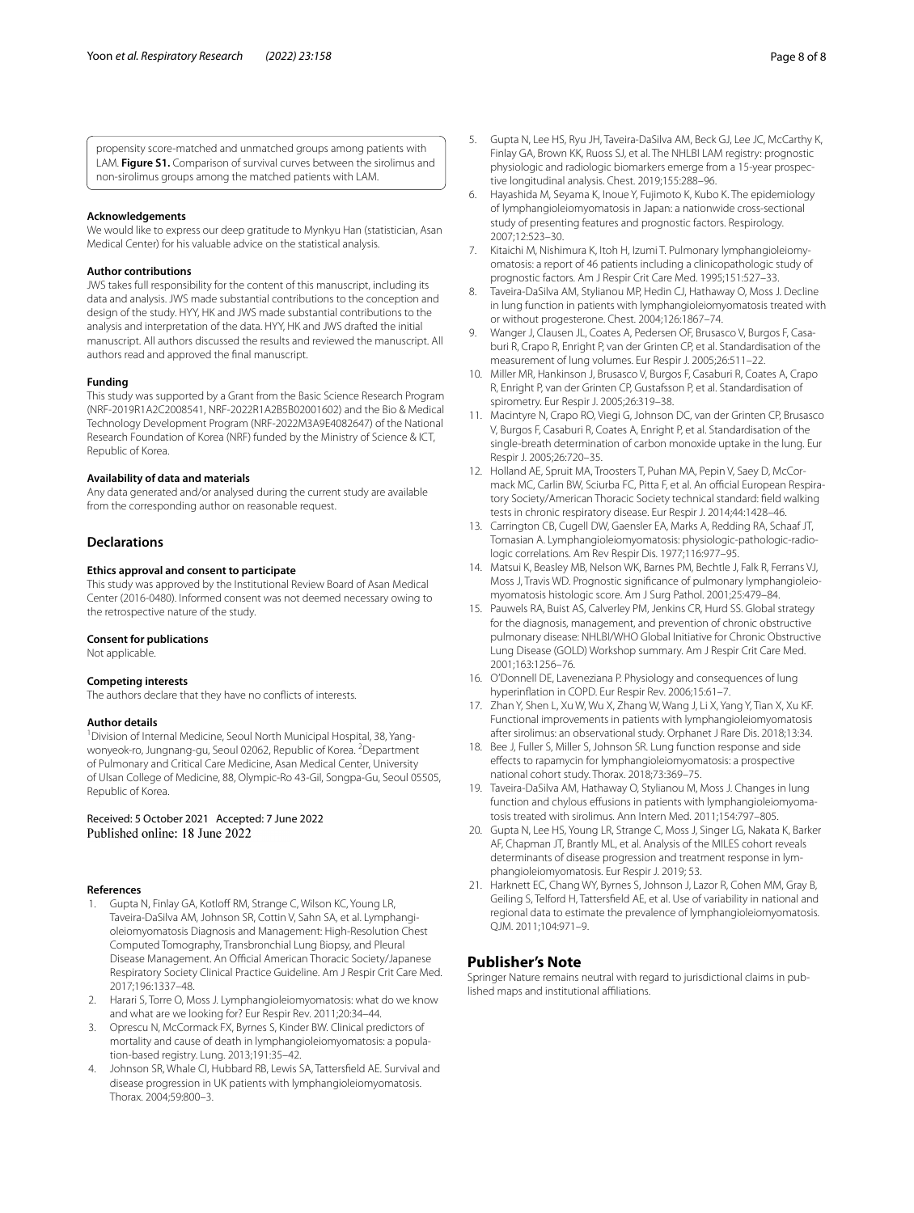propensity score-matched and unmatched groups among patients with LAM. **Figure S1.** Comparison of survival curves between the sirolimus and non-sirolimus groups among the matched patients with LAM.

#### Acknowledgements

We would like to express our deep gratitude to Mynkyu Han (statistician, Asan Medical Center) for his valuable advice on the statistical analysis.

#### Author contributions

JWS takes full responsibility for the content of this manuscript, including its data and analysis. JWS made substantial contributions to the conception and design of the study. HYY, HK and JWS made substantial contributions to the analysis and interpretation of the data. HYY, HK and JWS drafted the initial manuscript. All authors discussed the results and reviewed the manuscript. All authors read and approved the final manuscript.

#### Funding

This study was supported by a Grant from the Basic Science Research Program (NRF-2019R1A2C2008541, NRF-2022R1A2B5B02001602) and the Bio & Medical Technology Development Program (NRF-2022M3A9E4082647) of the National Research Foundation of Korea (NRF) funded by the Ministry of Science & ICT, Republic of Korea.

#### Availability of data and materials

Any data generated and/or analysed during the current study are available from the corresponding author on reasonable request.

## Declarations

#### Ethics approval and consent to participate

This study was approved by the Institutional Review Board of Asan Medical Center (2016-0480). Informed consent was not deemed necessary owing to the retrospective nature of the study.

#### Consent for publications

Not applicable.

#### Competing interests

The authors declare that they have no conflicts of interests.

#### Author details

[1]Division of Internal Medicine, Seoul North Municipal Hospital, 38, Yangwonyeok-ro, Jungnang-gu, Seoul 02062, Republic of Korea. [2]Department of Pulmonary and Critical Care Medicine, Asan Medical Center, University of Ulsan College of Medicine, 88, Olympic-Ro 43-Gil, Songpa-Gu, Seoul 05505, Republic of Korea.

Received: 5 October 2021 Accepted: 7 June 2022
Published online: 18 June 2022

#### References

1. Gupta N, Finlay GA, Kotloff RM, Strange C, Wilson KC, Young LR, Taveira-DaSilva AM, Johnson SR, Cottin V, Sahn SA, et al. Lymphangioleiomyomatosis Diagnosis and Management: High-Resolution Chest Computed Tomography, Transbronchial Lung Biopsy, and Pleural Disease Management. An Official American Thoracic Society/Japanese Respiratory Society Clinical Practice Guideline. Am J Respir Crit Care Med. 2017;196:1337–48.
2. Harari S, Torre O, Moss J. Lymphangioleiomyomatosis: what do we know and what are we looking for? Eur Respir Rev. 2011;20:34–44.
3. Oprescu N, McCormack FX, Byrnes S, Kinder BW. Clinical predictors of mortality and cause of death in lymphangioleiomyomatosis: a population-based registry. Lung. 2013;191:35–42.
4. Johnson SR, Whale CI, Hubbard RB, Lewis SA, Tattersfield AE. Survival and disease progression in UK patients with lymphangioleiomyomatosis. Thorax. 2004;59:800–3.
5. Gupta N, Lee HS, Ryu JH, Taveira-DaSilva AM, Beck GJ, Lee JC, McCarthy K, Finlay GA, Brown KK, Ruoss SJ, et al. The NHLBI LAM registry: prognostic physiologic and radiologic biomarkers emerge from a 15-year prospective longitudinal analysis. Chest. 2019;155:288–96.
6. Hayashida M, Seyama K, Inoue Y, Fujimoto K, Kubo K. The epidemiology of lymphangioleiomyomatosis in Japan: a nationwide cross-sectional study of presenting features and prognostic factors. Respirology. 2007;12:523–30.
7. Kitaichi M, Nishimura K, Itoh H, Izumi T. Pulmonary lymphangioleiomyomatosis: a report of 46 patients including a clinicopathologic study of prognostic factors. Am J Respir Crit Care Med. 1995;151:527–33.
8. Taveira-DaSilva AM, Stylianou MP, Hedin CJ, Hathaway O, Moss J. Decline in lung function in patients with lymphangioleiomyomatosis treated with or without progesterone. Chest. 2004;126:1867–74.
9. Wanger J, Clausen JL, Coates A, Pedersen OF, Brusasco V, Burgos F, Casaburi R, Crapo R, Enright P, van der Grinten CP, et al. Standardisation of the measurement of lung volumes. Eur Respir J. 2005;26:511–22.
10. Miller MR, Hankinson J, Brusasco V, Burgos F, Casaburi R, Coates A, Crapo R, Enright P, van der Grinten CP, Gustafsson P, et al. Standardisation of spirometry. Eur Respir J. 2005;26:319–38.
11. Macintyre N, Crapo RO, Viegi G, Johnson DC, van der Grinten CP, Brusasco V, Burgos F, Casaburi R, Coates A, Enright P, et al. Standardisation of the single-breath determination of carbon monoxide uptake in the lung. Eur Respir J. 2005;26:720–35.
12. Holland AE, Spruit MA, Troosters T, Puhan MA, Pepin V, Saey D, McCormack MC, Carlin BW, Sciurba FC, Pitta F, et al. An official European Respiratory Society/American Thoracic Society technical standard: field walking tests in chronic respiratory disease. Eur Respir J. 2014;44:1428–46.
13. Carrington CB, Cugell DW, Gaensler EA, Marks A, Redding RA, Schaaf JT, Tomasian A. Lymphangioleiomyomatosis: physiologic-pathologic-radiologic correlations. Am Rev Respir Dis. 1977;116:977–95.
14. Matsui K, Beasley MB, Nelson WK, Barnes PM, Bechtle J, Falk R, Ferrans VJ, Moss J, Travis WD. Prognostic significance of pulmonary lymphangioleiomyomatosis histologic score. Am J Surg Pathol. 2001;25:479–84.
15. Pauwels RA, Buist AS, Calverley PM, Jenkins CR, Hurd SS. Global strategy for the diagnosis, management, and prevention of chronic obstructive pulmonary disease: NHLBI/WHO Global Initiative for Chronic Obstructive Lung Disease (GOLD) Workshop summary. Am J Respir Crit Care Med. 2001;163:1256–76.
16. O'Donnell DE, Laveneziana P. Physiology and consequences of lung hyperinflation in COPD. Eur Respir Rev. 2006;15:61–7.
17. Zhan Y, Shen L, Xu W, Wu X, Zhang W, Wang J, Li X, Yang Y, Tian X, Xu KF. Functional improvements in patients with lymphangioleiomyomatosis after sirolimus: an observational study. Orphanet J Rare Dis. 2018;13:34.
18. Bee J, Fuller S, Miller S, Johnson SR. Lung function response and side effects to rapamycin for lymphangioleiomyomatosis: a prospective national cohort study. Thorax. 2018;73:369–75.
19. Taveira-DaSilva AM, Hathaway O, Stylianou M, Moss J. Changes in lung function and chylous effusions in patients with lymphangioleiomyomatosis treated with sirolimus. Ann Intern Med. 2011;154:797–805.
20. Gupta N, Lee HS, Young LR, Strange C, Moss J, Singer LG, Nakata K, Barker AF, Chapman JT, Brantly ML, et al. Analysis of the MILES cohort reveals determinants of disease progression and treatment response in lymphangioleiomyomatosis. Eur Respir J. 2019; 53.
21. Harknett EC, Chang WY, Byrnes S, Johnson J, Lazor R, Cohen MM, Gray B, Geiling S, Telford H, Tattersfield AE, et al. Use of variability in national and regional data to estimate the prevalence of lymphangioleiomyomatosis. QJM. 2011;104:971–9.

## Publisher's Note

Springer Nature remains neutral with regard to jurisdictional claims in published maps and institutional affiliations.